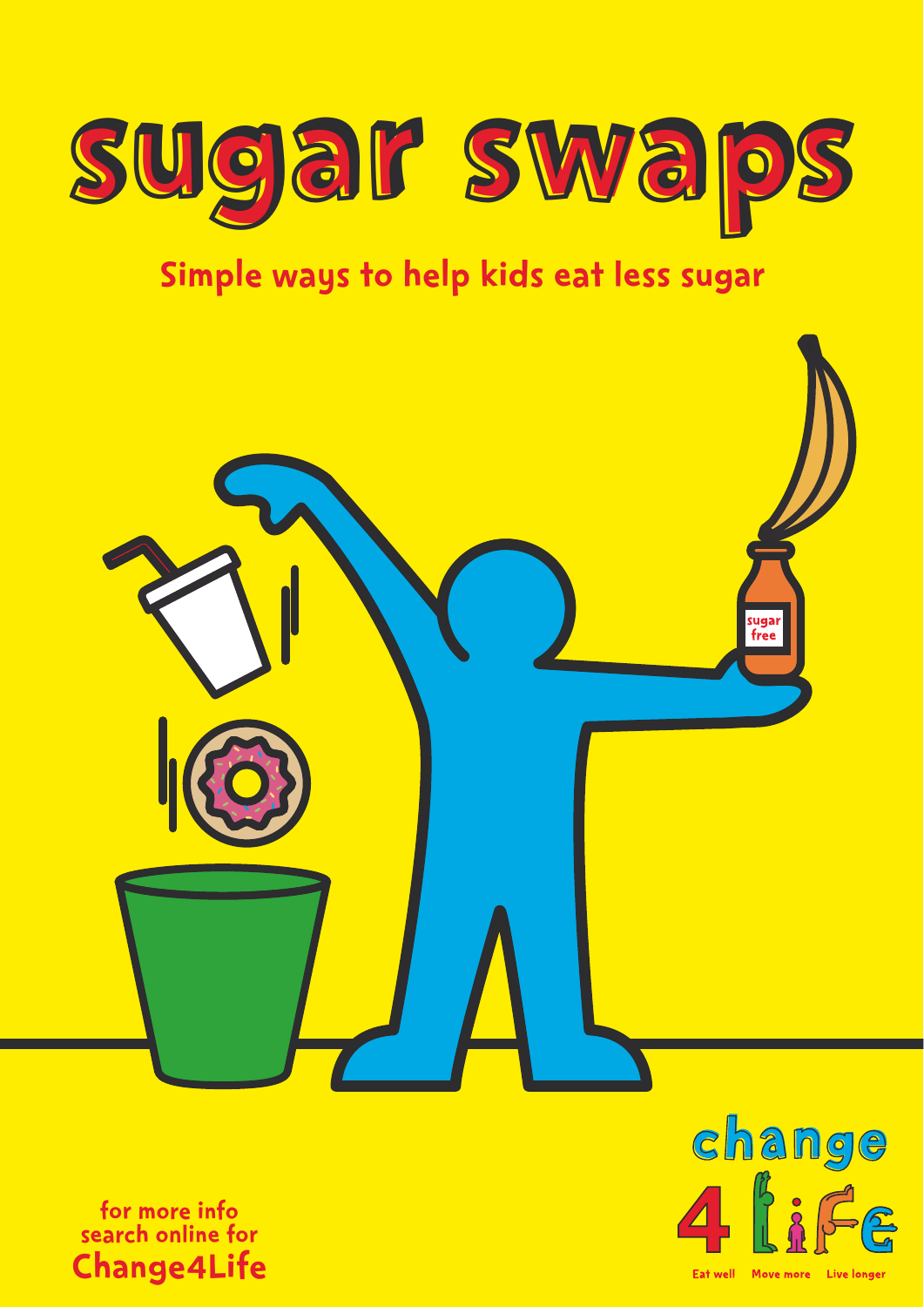# sugar swaps

## Simple ways to help kids eat less sugar

sugar free

for more info search online for **Change4Life**

change 4 Life

Eat well Move more Live longer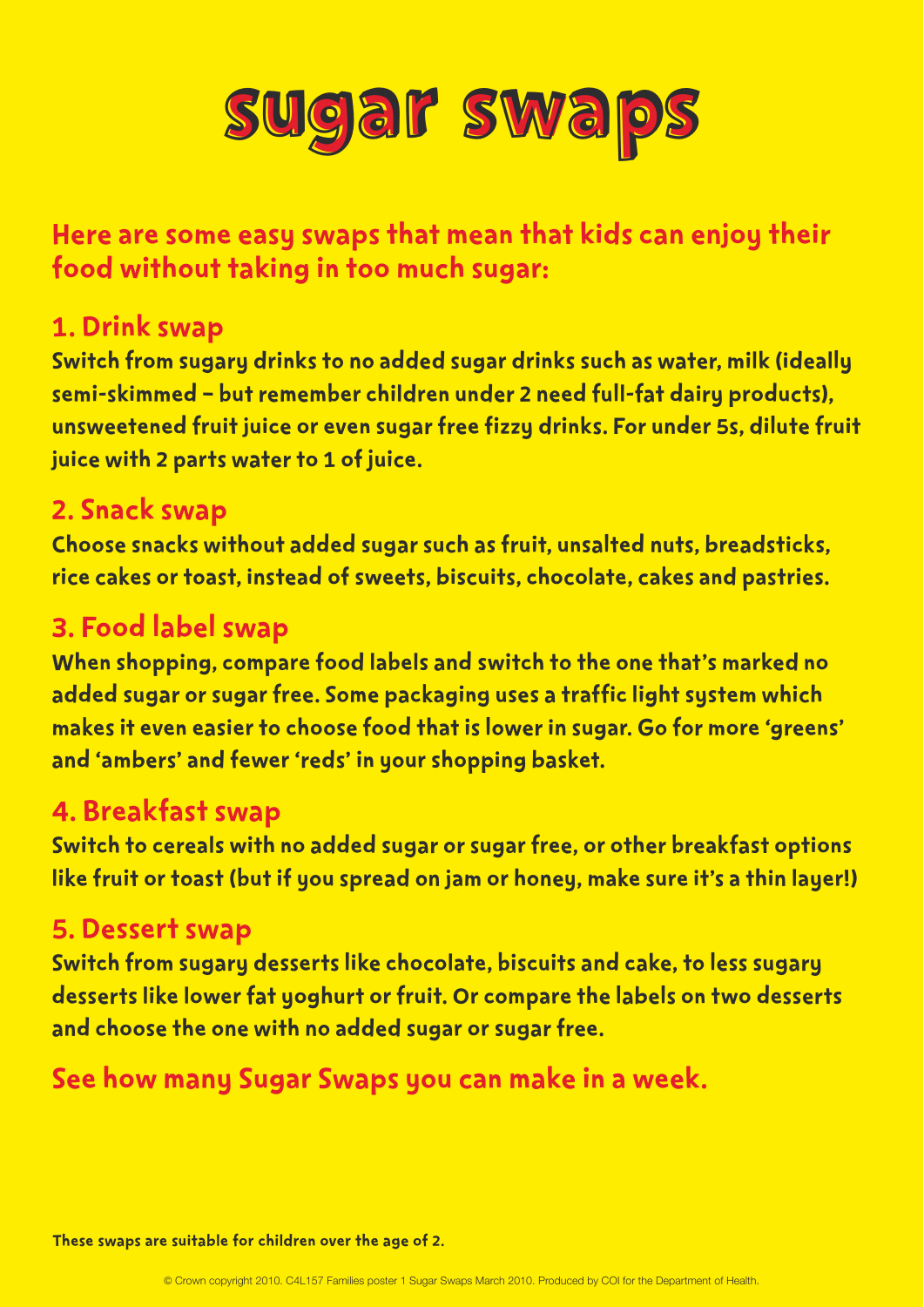# sugar swaps

## Here are some easy swaps that mean that kids can enjoy their food without taking in too much sugar:

### 1. Drink swap

Switch from sugary drinks to no added sugar drinks such as water, milk (ideally semi-skimmed – but remember children under 2 need full-fat dairy products), unsweetened fruit juice or even sugar free fizzy drinks. For under 5s, dilute fruit juice with 2 parts water to 1 of juice.

### 2. Snack swap

Choose snacks without added sugar such as fruit, unsalted nuts, breadsticks, rice cakes or toast, instead of sweets, biscuits, chocolate, cakes and pastries.

### 3. Food label swap

When shopping, compare food labels and switch to the one that's marked no added sugar or sugar free. Some packaging uses a traffic light system which makes it even easier to choose food that is lower in sugar. Go for more 'greens' and 'ambers' and fewer 'reds' in your shopping basket.

### 4. Breakfast swap

Switch to cereals with no added sugar or sugar free, or other breakfast options like fruit or toast (but if you spread on jam or honey, make sure it's a thin layer!)

### 5. Dessert swap

Switch from sugary desserts like chocolate, biscuits and cake, to less sugary desserts like lower fat yoghurt or fruit. Or compare the labels on two desserts and choose the one with no added sugar or sugar free.

## See how many Sugar Swaps you can make in a week.

**These swaps are suitable for children over the age of 2.**

© Crown copyright 2010. C4L157 Families poster 1 Sugar Swaps March 2010. Produced by COI for the Department of Health.